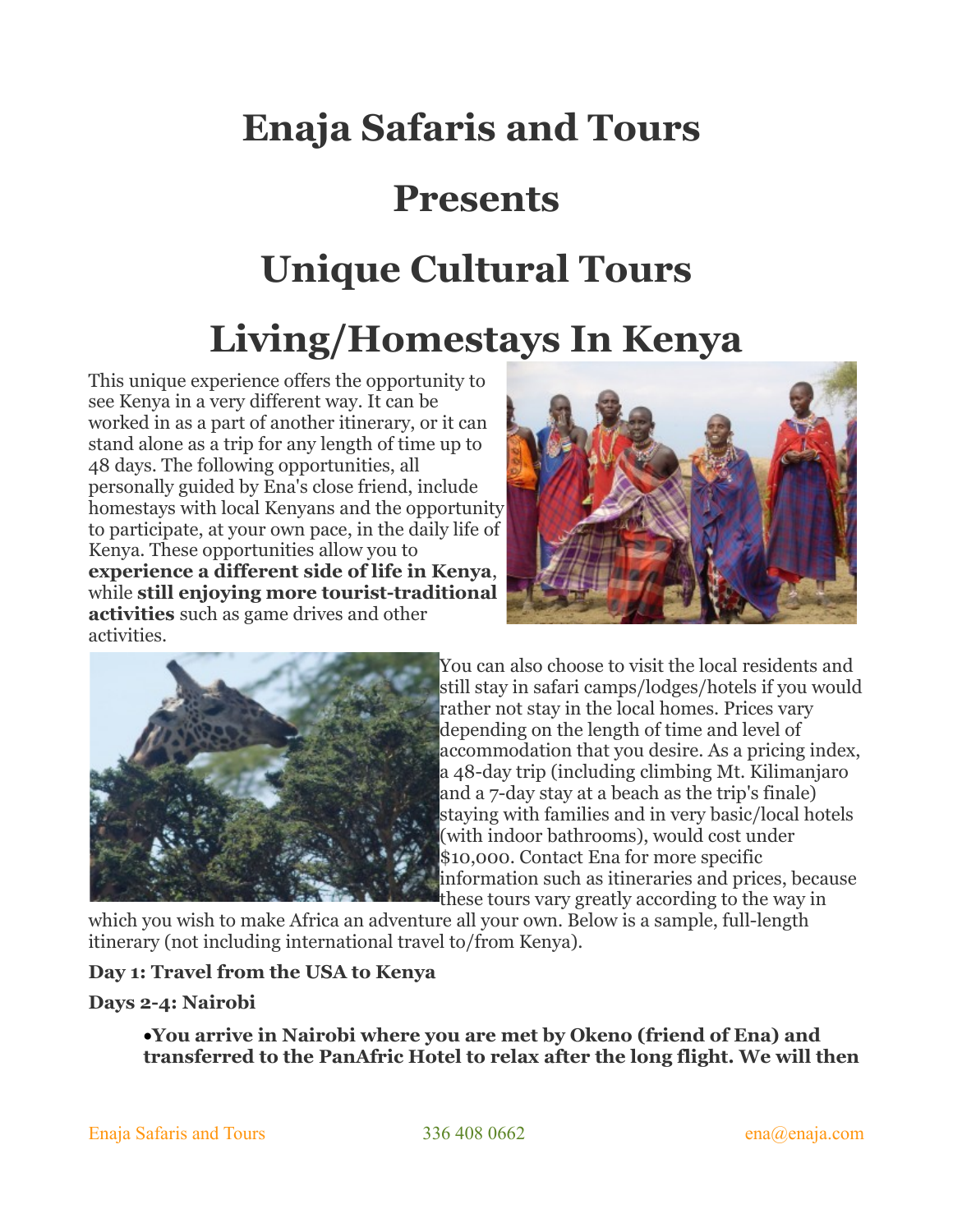# Enaja Safaris and Tours

# Presents

# Unique Cultural Tours

# Living/Homestays In Kenya

This unique experience offers the opportunity to see Kenya in a very different way. It can be worked in as a part of another itinerary, or it can stand alone as a trip for any length of time up to 48 days. The following opportunities, all personally guided by Ena's close friend, include homestays with local Kenyans and the opportunity to participate, at your own pace, in the daily life of Kenya. These opportunities allow you to **experience a different side of life in Kenya**, while **still enjoying more tourist-traditional activities** such as game drives and other activities.

You can also choose to visit the local residents and still stay in safari camps/lodges/hotels if you would rather not stay in the local homes. Prices vary depending on the length of time and level of accommodation that you desire. As a pricing index, a 48-day trip (including climbing Mt. Kilimanjaro and a 7-day stay at a beach as the trip's finale) staying with families and in very basic/local hotels (with indoor bathrooms), would cost under $10,000. Contact Ena for more specific information such as itineraries and prices, because these tours vary greatly according to the way in which you wish to make Africa an adventure all your own. Below is a sample, full-length itinerary (not including international travel to/from Kenya).

**Day 1: Travel from the USA to Kenya**

**Days 2-4: Nairobi**

- **You arrive in Nairobi where you are met by Okeno (friend of Ena) and transferred to the PanAfric Hotel to relax after the long flight. We will then**

Enaja Safaris and Tours 336 408 0662 ena@enaja.com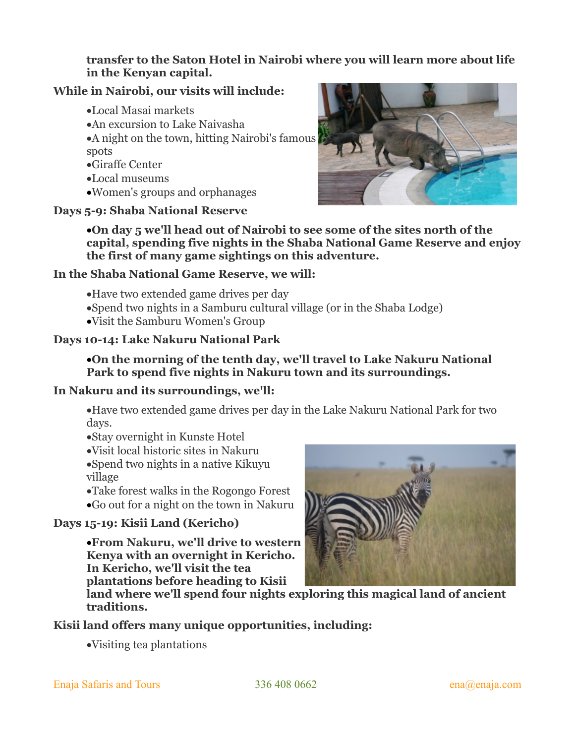**transfer to the Saton Hotel in Nairobi where you will learn more about life in the Kenyan capital.**

**While in Nairobi, our visits will include:**

- Local Masai markets
- An excursion to Lake Naivasha
- A night on the town, hitting Nairobi's famous spots
- Giraffe Center
- Local museums
- Women's groups and orphanages

**Days 5-9: Shaba National Reserve**

- **On day 5 we'll head out of Nairobi to see some of the sites north of the capital, spending five nights in the Shaba National Game Reserve and enjoy the first of many game sightings on this adventure.**

**In the Shaba National Game Reserve, we will:**

- Have two extended game drives per day
- Spend two nights in a Samburu cultural village (or in the Shaba Lodge)
- Visit the Samburu Women's Group

**Days 10-14: Lake Nakuru National Park**

- **On the morning of the tenth day, we'll travel to Lake Nakuru National Park to spend five nights in Nakuru town and its surroundings.**

**In Nakuru and its surroundings, we'll:**

- Have two extended game drives per day in the Lake Nakuru National Park for two days.
- Stay overnight in Kunste Hotel
- Visit local historic sites in Nakuru
- Spend two nights in a native Kikuyu village
- Take forest walks in the Rogongo Forest
- Go out for a night on the town in Nakuru

**Days 15-19: Kisii Land (Kericho)**

- **From Nakuru, we'll drive to western Kenya with an overnight in Kericho. In Kericho, we'll visit the tea plantations before heading to Kisii land where we'll spend four nights exploring this magical land of ancient traditions.**

**Kisii land offers many unique opportunities, including:**

- Visiting tea plantations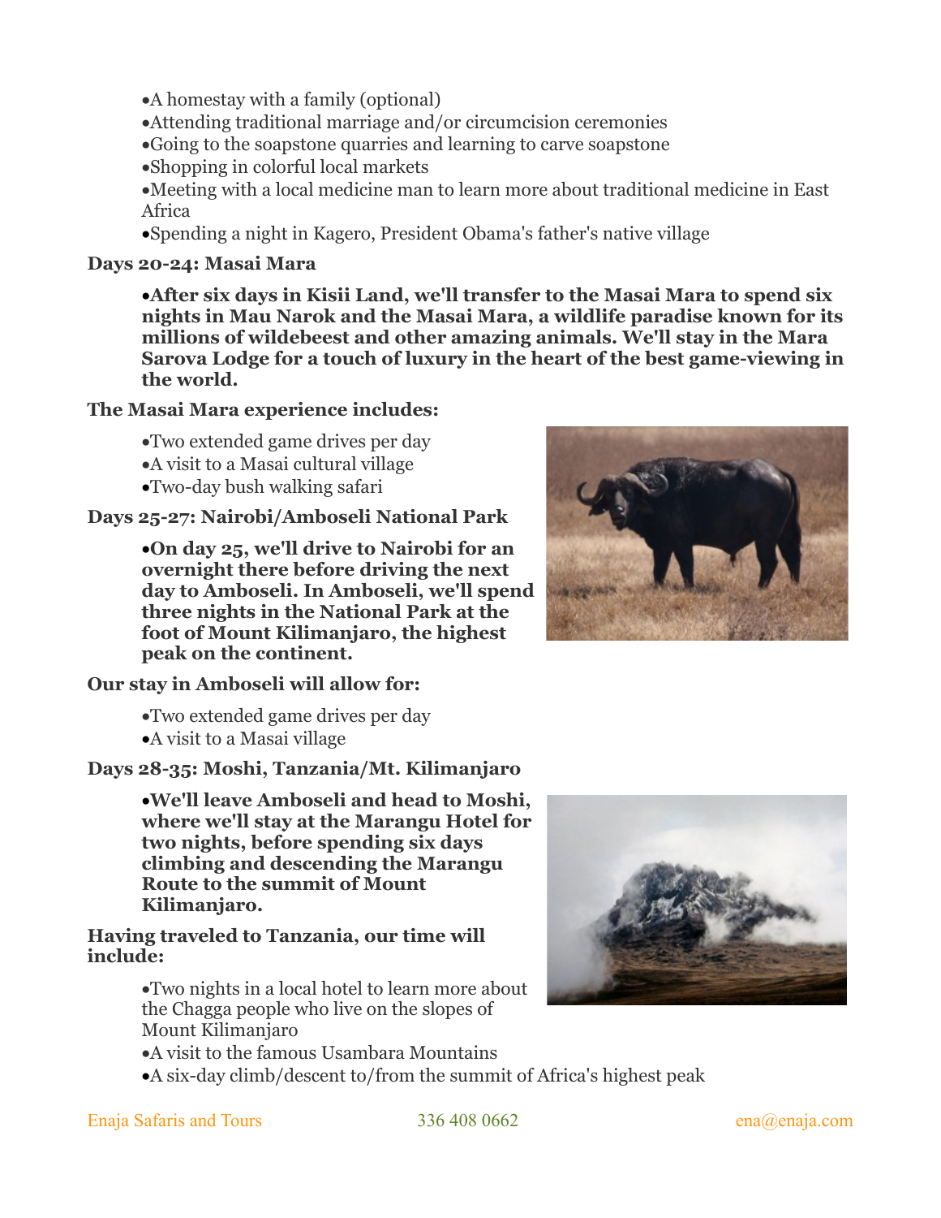- A homestay with a family (optional)
- Attending traditional marriage and/or circumcision ceremonies
- Going to the soapstone quarries and learning to carve soapstone
- Shopping in colorful local markets
- Meeting with a local medicine man to learn more about traditional medicine in East Africa
- Spending a night in Kagero, President Obama's father's native village

**Days 20-24: Masai Mara**

- **After six days in Kisii Land, we'll transfer to the Masai Mara to spend six nights in Mau Narok and the Masai Mara, a wildlife paradise known for its millions of wildebeest and other amazing animals. We'll stay in the Mara Sarova Lodge for a touch of luxury in the heart of the best game-viewing in the world.**

**The Masai Mara experience includes:**

- Two extended game drives per day
- A visit to a Masai cultural village
- Two-day bush walking safari

**Days 25-27: Nairobi/Amboseli National Park**

- **On day 25, we'll drive to Nairobi for an overnight there before driving the next day to Amboseli. In Amboseli, we'll spend three nights in the National Park at the foot of Mount Kilimanjaro, the highest peak on the continent.**

**Our stay in Amboseli will allow for:**

- Two extended game drives per day
- A visit to a Masai village

**Days 28-35: Moshi, Tanzania/Mt. Kilimanjaro**

- **We'll leave Amboseli and head to Moshi, where we'll stay at the Marangu Hotel for two nights, before spending six days climbing and descending the Marangu Route to the summit of Mount Kilimanjaro.**

**Having traveled to Tanzania, our time will include:**

- Two nights in a local hotel to learn more about the Chagga people who live on the slopes of Mount Kilimanjaro
- A visit to the famous Usambara Mountains
- A six-day climb/descent to/from the summit of Africa's highest peak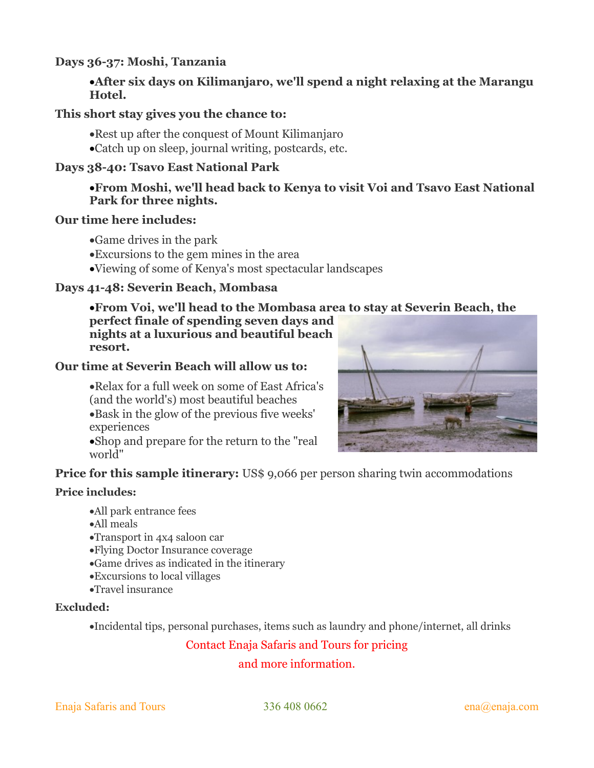**Days 36-37: Moshi, Tanzania**

- **After six days on Kilimanjaro, we'll spend a night relaxing at the Marangu Hotel.**

**This short stay gives you the chance to:**

- Rest up after the conquest of Mount Kilimanjaro
- Catch up on sleep, journal writing, postcards, etc.

**Days 38-40: Tsavo East National Park**

- **From Moshi, we'll head back to Kenya to visit Voi and Tsavo East National Park for three nights.**

**Our time here includes:**

- Game drives in the park
- Excursions to the gem mines in the area
- Viewing of some of Kenya's most spectacular landscapes

**Days 41-48: Severin Beach, Mombasa**

- **From Voi, we'll head to the Mombasa area to stay at Severin Beach, the perfect finale of spending seven days and nights at a luxurious and beautiful beach resort.**

**Our time at Severin Beach will allow us to:**

- Relax for a full week on some of East Africa's (and the world's) most beautiful beaches
- Bask in the glow of the previous five weeks' experiences
- Shop and prepare for the return to the "real world"

**Price for this sample itinerary:** US$ 9,066 per person sharing twin accommodations

**Price includes:**

- All park entrance fees
- All meals
- Transport in 4x4 saloon car
- Flying Doctor Insurance coverage
- Game drives as indicated in the itinerary
- Excursions to local villages
- Travel insurance

**Excluded:**

- Incidental tips, personal purchases, items such as laundry and phone/internet, all drinks

Contact Enaja Safaris and Tours for pricing and more information.

Enaja Safaris and Tours 336 408 0662 ena@enaja.com